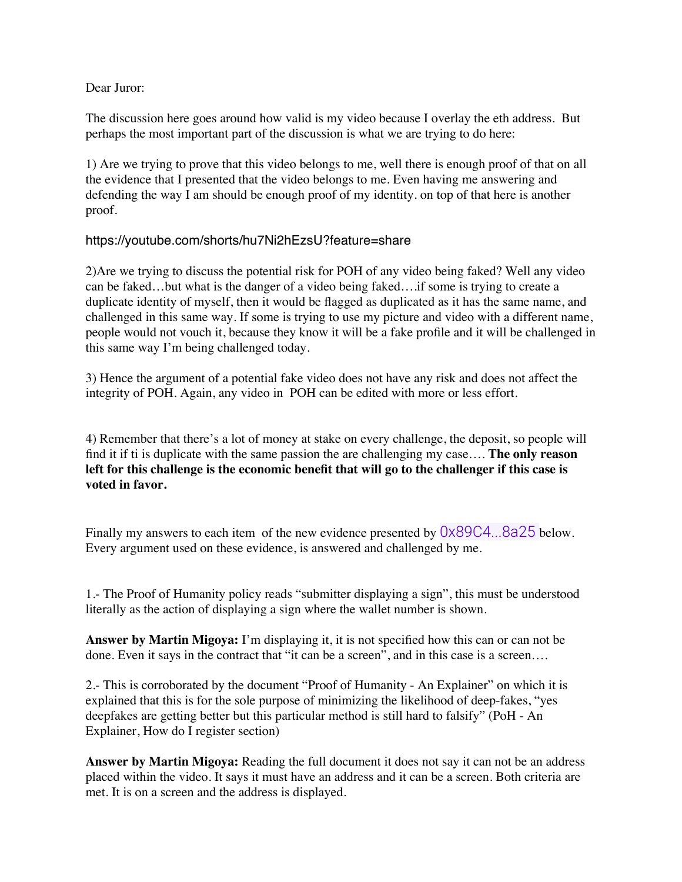Dear Juror:

The discussion here goes around how valid is my video because I overlay the eth address. But perhaps the most important part of the discussion is what we are trying to do here:

1) Are we trying to prove that this video belongs to me, well there is enough proof of that on all the evidence that I presented that the video belongs to me. Even having me answering and defending the way I am should be enough proof of my identity. on top of that here is another proof.

https://youtube.com/shorts/hu7Ni2hEzsU?feature=share

2)Are we trying to discuss the potential risk for POH of any video being faked? Well any video can be faked…but what is the danger of a video being faked….if some is trying to create a duplicate identity of myself, then it would be flagged as duplicated as it has the same name, and challenged in this same way. If some is trying to use my picture and video with a different name, people would not vouch it, because they know it will be a fake profile and it will be challenged in this same way I'm being challenged today.

3) Hence the argument of a potential fake video does not have any risk and does not affect the integrity of POH. Again, any video in POH can be edited with more or less effort.

4) Remember that there's a lot of money at stake on every challenge, the deposit, so people will find it if ti is duplicate with the same passion the are challenging my case…. **The only reason left for this challenge is the economic benefit that will go to the challenger if this case is voted in favor.**

Finally my answers to each item of the new evidence presented by 0x89C4...8a25 below. Every argument used on these evidence, is answered and challenged by me.

1.- The Proof of Humanity policy reads "submitter displaying a sign", this must be understood literally as the action of displaying a sign where the wallet number is shown.

**Answer by Martin Migoya:** I'm displaying it, it is not specified how this can or can not be done. Even it says in the contract that "it can be a screen", and in this case is a screen….

2.- This is corroborated by the document "Proof of Humanity - An Explainer" on which it is explained that this is for the sole purpose of minimizing the likelihood of deep-fakes, "yes deepfakes are getting better but this particular method is still hard to falsify" (PoH - An Explainer, How do I register section)

**Answer by Martin Migoya:** Reading the full document it does not say it can not be an address placed within the video. It says it must have an address and it can be a screen. Both criteria are met. It is on a screen and the address is displayed.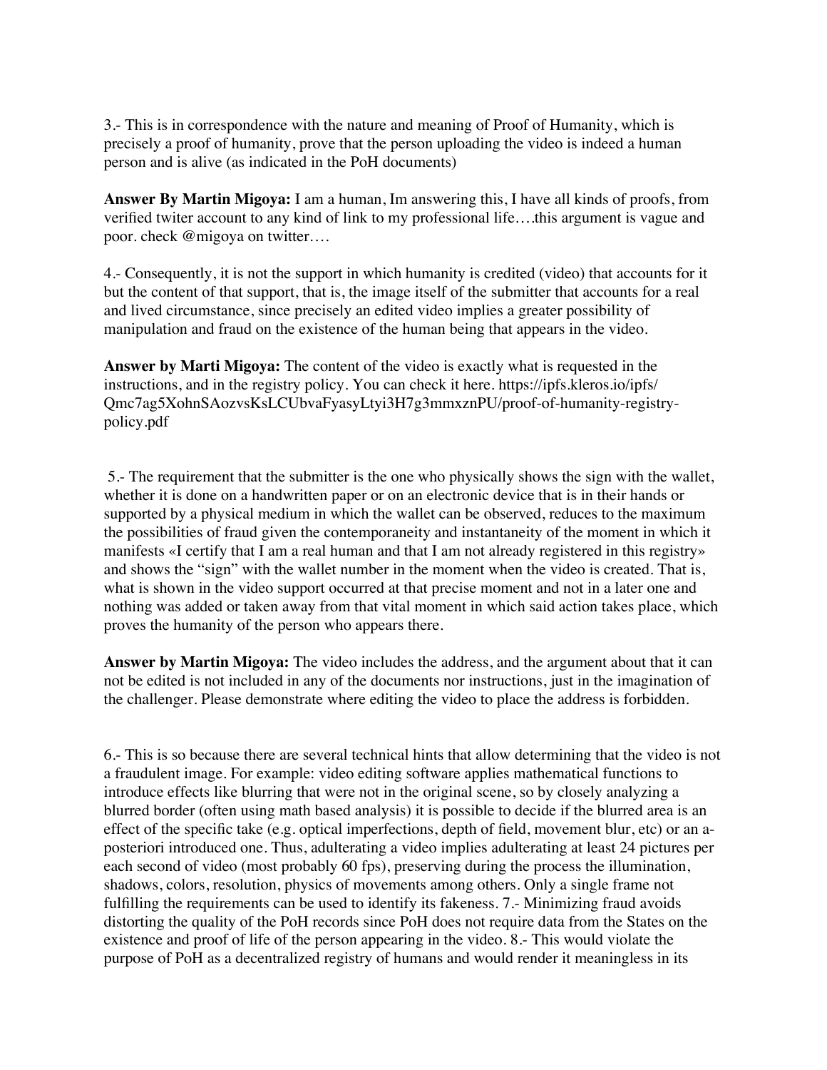3.- This is in correspondence with the nature and meaning of Proof of Humanity, which is precisely a proof of humanity, prove that the person uploading the video is indeed a human person and is alive (as indicated in the PoH documents)

**Answer By Martin Migoya:** I am a human, Im answering this, I have all kinds of proofs, from verified twiter account to any kind of link to my professional life….this argument is vague and poor. check @migoya on twitter….

4.- Consequently, it is not the support in which humanity is credited (video) that accounts for it but the content of that support, that is, the image itself of the submitter that accounts for a real and lived circumstance, since precisely an edited video implies a greater possibility of manipulation and fraud on the existence of the human being that appears in the video.

**Answer by Marti Migoya:** The content of the video is exactly what is requested in the instructions, and in the registry policy. You can check it here. https://ipfs.kleros.io/ipfs/Qmc7ag5XohnSAozvsKsLCUbvaFyasyLtyi3H7g3mmxznPU/proof-of-humanity-registry-policy.pdf

5.- The requirement that the submitter is the one who physically shows the sign with the wallet, whether it is done on a handwritten paper or on an electronic device that is in their hands or supported by a physical medium in which the wallet can be observed, reduces to the maximum the possibilities of fraud given the contemporaneity and instantaneity of the moment in which it manifests «I certify that I am a real human and that I am not already registered in this registry» and shows the "sign" with the wallet number in the moment when the video is created. That is, what is shown in the video support occurred at that precise moment and not in a later one and nothing was added or taken away from that vital moment in which said action takes place, which proves the humanity of the person who appears there.

**Answer by Martin Migoya:** The video includes the address, and the argument about that it can not be edited is not included in any of the documents nor instructions, just in the imagination of the challenger. Please demonstrate where editing the video to place the address is forbidden.

6.- This is so because there are several technical hints that allow determining that the video is not a fraudulent image. For example: video editing software applies mathematical functions to introduce effects like blurring that were not in the original scene, so by closely analyzing a blurred border (often using math based analysis) it is possible to decide if the blurred area is an effect of the specific take (e.g. optical imperfections, depth of field, movement blur, etc) or an a-posteriori introduced one. Thus, adulterating a video implies adulterating at least 24 pictures per each second of video (most probably 60 fps), preserving during the process the illumination, shadows, colors, resolution, physics of movements among others. Only a single frame not fulfilling the requirements can be used to identify its fakeness. 7.- Minimizing fraud avoids distorting the quality of the PoH records since PoH does not require data from the States on the existence and proof of life of the person appearing in the video. 8.- This would violate the purpose of PoH as a decentralized registry of humans and would render it meaningless in its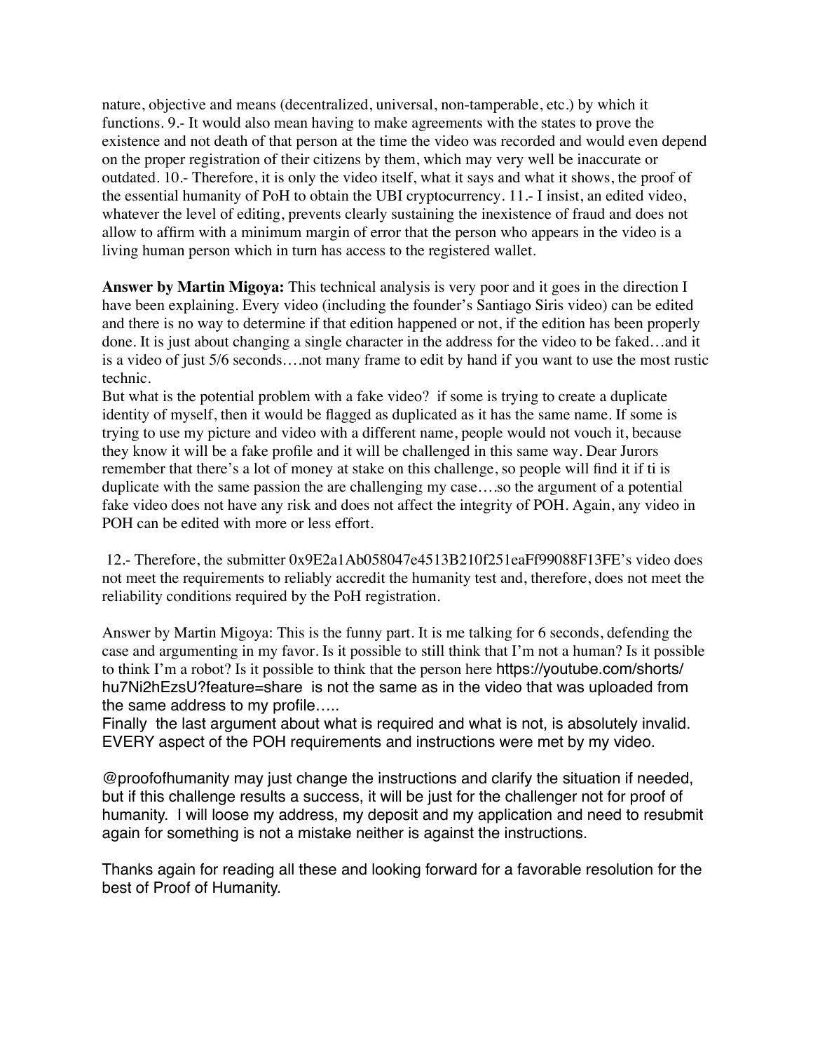nature, objective and means (decentralized, universal, non-tamperable, etc.) by which it functions. 9.- It would also mean having to make agreements with the states to prove the existence and not death of that person at the time the video was recorded and would even depend on the proper registration of their citizens by them, which may very well be inaccurate or outdated. 10.- Therefore, it is only the video itself, what it says and what it shows, the proof of the essential humanity of PoH to obtain the UBI cryptocurrency. 11.- I insist, an edited video, whatever the level of editing, prevents clearly sustaining the inexistence of fraud and does not allow to affirm with a minimum margin of error that the person who appears in the video is a living human person which in turn has access to the registered wallet.

**Answer by Martin Migoya:** This technical analysis is very poor and it goes in the direction I have been explaining. Every video (including the founder's Santiago Siris video) can be edited and there is no way to determine if that edition happened or not, if the edition has been properly done. It is just about changing a single character in the address for the video to be faked…and it is a video of just 5/6 seconds….not many frame to edit by hand if you want to use the most rustic technic.

But what is the potential problem with a fake video? if some is trying to create a duplicate identity of myself, then it would be flagged as duplicated as it has the same name. If some is trying to use my picture and video with a different name, people would not vouch it, because they know it will be a fake profile and it will be challenged in this same way. Dear Jurors remember that there's a lot of money at stake on this challenge, so people will find it if ti is duplicate with the same passion the are challenging my case….so the argument of a potential fake video does not have any risk and does not affect the integrity of POH. Again, any video in POH can be edited with more or less effort.

12.- Therefore, the submitter 0x9E2a1Ab058047e4513B210f251eaFf99088F13FE's video does not meet the requirements to reliably accredit the humanity test and, therefore, does not meet the reliability conditions required by the PoH registration.

Answer by Martin Migoya: This is the funny part. It is me talking for 6 seconds, defending the case and argumenting in my favor. Is it possible to still think that I'm not a human? Is it possible to think I'm a robot? Is it possible to think that the person here https://youtube.com/shorts/hu7Ni2hEzsU?feature=share is not the same as in the video that was uploaded from the same address to my profile…..

Finally the last argument about what is required and what is not, is absolutely invalid. EVERY aspect of the POH requirements and instructions were met by my video.

@proofofhumanity may just change the instructions and clarify the situation if needed, but if this challenge results a success, it will be just for the challenger not for proof of humanity. I will loose my address, my deposit and my application and need to resubmit again for something is not a mistake neither is against the instructions.

Thanks again for reading all these and looking forward for a favorable resolution for the best of Proof of Humanity.